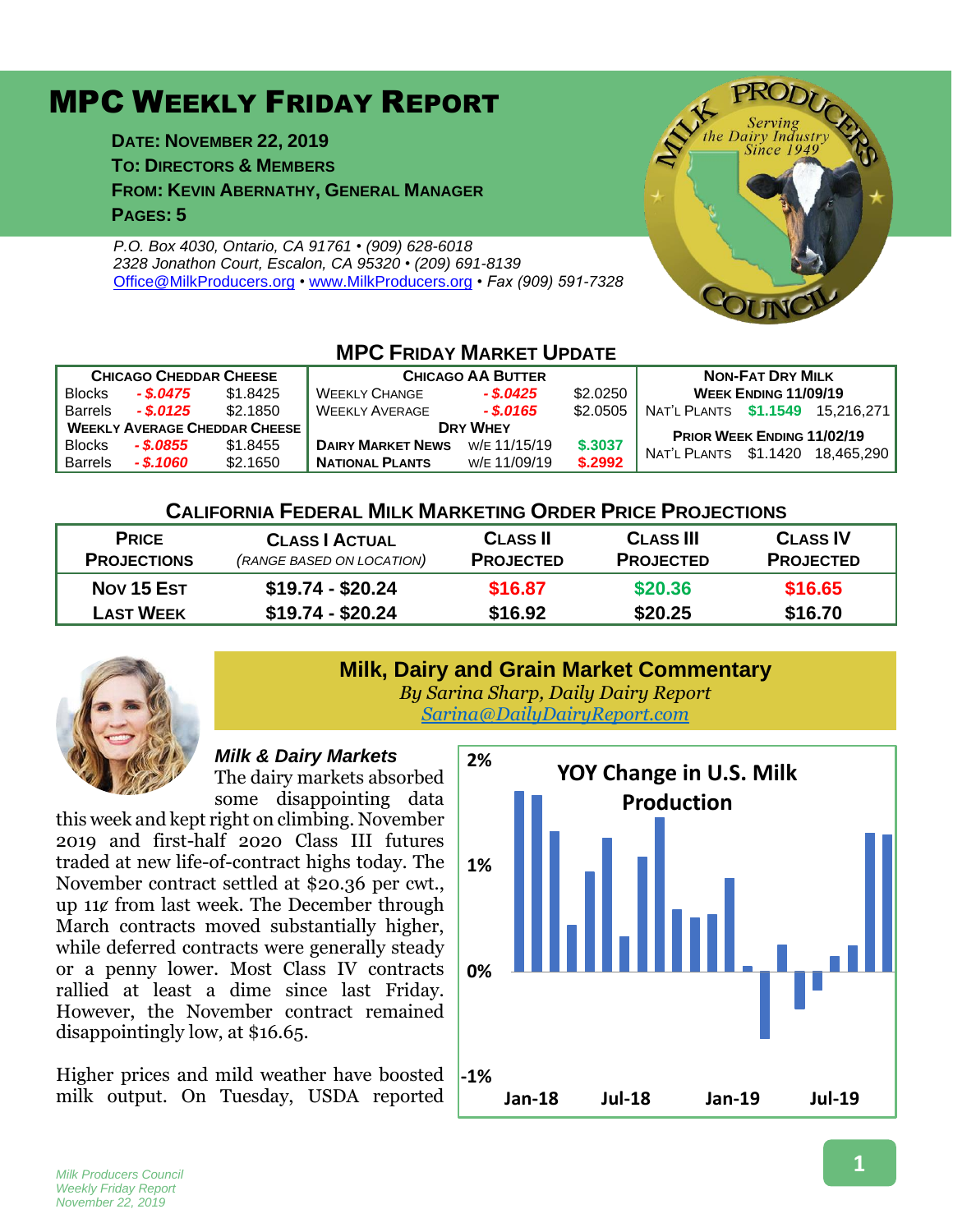# MPC WEEKLY FRIDAY REPORT

**DATE: NOVEMBER 22, 2019**
**TO: DIRECTORS & MEMBERS**
**FROM: KEVIN ABERNATHY, GENERAL MANAGER**
**PAGES: 5**

*P.O. Box 4030, Ontario, CA 91761 • (909) 628-6018*
*2328 Jonathon Court, Escalon, CA 95320 • (209) 691-8139*
*Office@MilkProducers.org • www.MilkProducers.org • Fax (909) 591-7328*

## MPC FRIDAY MARKET UPDATE

| CHICAGO CHEDDAR CHEESE | | | CHICAGO AA BUTTER | | | NON-FAT DRY MILK | | |
|---|---|---|---|---|---|---|---|---|
| Blocks | - $.0475 | $1.8425 | WEEKLY CHANGE | - $.0425 | $2.0250 | WEEK ENDING 11/09/19 | | |
| Barrels | - $.0125 | $2.1850 | WEEKLY AVERAGE | - $.0165 | $2.0505 | NAT'L PLANTS | $1.1549 | 15,216,271 |
| WEEKLY AVERAGE CHEDDAR CHEESE | | | DRY WHEY | | | PRIOR WEEK ENDING 11/02/19 | | |
| Blocks | - $.0855 | $1.8455 | DAIRY MARKET NEWS | W/E 11/15/19 | $.3037 | NAT'L PLANTS | $1.1420 | 18,465,290 |
| Barrels | - $.1060 | $2.1650 | NATIONAL PLANTS | W/E 11/09/19 | $.2992 | | | |

## CALIFORNIA FEDERAL MILK MARKETING ORDER PRICE PROJECTIONS

| PRICE PROJECTIONS | CLASS I ACTUAL *(RANGE BASED ON LOCATION)* | CLASS II PROJECTED | CLASS III PROJECTED | CLASS IV PROJECTED |
|---|---|---|---|---|
| NOV 15 EST | $19.74 - $20.24 | $16.87 | $20.36 | $16.65 |
| LAST WEEK | $19.74 - $20.24 | $16.92 | $20.25 | $16.70 |

## Milk, Dairy and Grain Market Commentary

*By Sarina Sharp, Daily Dairy Report*
*Sarina@DailyDairyReport.com*

### *Milk & Dairy Markets*

The dairy markets absorbed some disappointing data this week and kept right on climbing. November 2019 and first-half 2020 Class III futures traded at new life-of-contract highs today. The November contract settled at $20.36 per cwt., up 11¢ from last week. The December through March contracts moved substantially higher, while deferred contracts were generally steady or a penny lower. Most Class IV contracts rallied at least a dime since last Friday. However, the November contract remained disappointingly low, at $16.65.

Higher prices and mild weather have boosted milk output. On Tuesday, USDA reported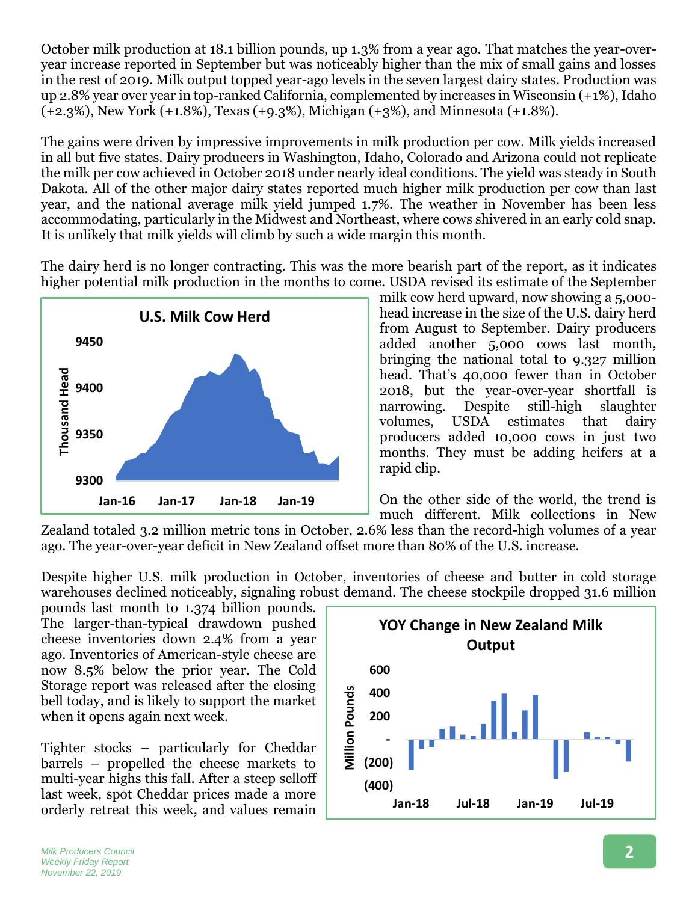October milk production at 18.1 billion pounds, up 1.3% from a year ago. That matches the year-over-year increase reported in September but was noticeably higher than the mix of small gains and losses in the rest of 2019. Milk output topped year-ago levels in the seven largest dairy states. Production was up 2.8% year over year in top-ranked California, complemented by increases in Wisconsin (+1%), Idaho (+2.3%), New York (+1.8%), Texas (+9.3%), Michigan (+3%), and Minnesota (+1.8%).

The gains were driven by impressive improvements in milk production per cow. Milk yields increased in all but five states. Dairy producers in Washington, Idaho, Colorado and Arizona could not replicate the milk per cow achieved in October 2018 under nearly ideal conditions. The yield was steady in South Dakota. All of the other major dairy states reported much higher milk production per cow than last year, and the national average milk yield jumped 1.7%. The weather in November has been less accommodating, particularly in the Midwest and Northeast, where cows shivered in an early cold snap. It is unlikely that milk yields will climb by such a wide margin this month.

The dairy herd is no longer contracting. This was the more bearish part of the report, as it indicates higher potential milk production in the months to come. USDA revised its estimate of the September milk cow herd upward, now showing a 5,000-head increase in the size of the U.S. dairy herd from August to September. Dairy producers added another 5,000 cows last month, bringing the national total to 9.327 million head. That's 40,000 fewer than in October 2018, but the year-over-year shortfall is narrowing. Despite still-high slaughter volumes, USDA estimates that dairy producers added 10,000 cows in just two months. They must be adding heifers at a rapid clip.

On the other side of the world, the trend is much different. Milk collections in New Zealand totaled 3.2 million metric tons in October, 2.6% less than the record-high volumes of a year ago. The year-over-year deficit in New Zealand offset more than 80% of the U.S. increase.

Despite higher U.S. milk production in October, inventories of cheese and butter in cold storage warehouses declined noticeably, signaling robust demand. The cheese stockpile dropped 31.6 million pounds last month to 1.374 billion pounds. The larger-than-typical drawdown pushed cheese inventories down 2.4% from a year ago. Inventories of American-style cheese are now 8.5% below the prior year. The Cold Storage report was released after the closing bell today, and is likely to support the market when it opens again next week.

Tighter stocks – particularly for Cheddar barrels – propelled the cheese markets to multi-year highs this fall. After a steep selloff last week, spot Cheddar prices made a more orderly retreat this week, and values remain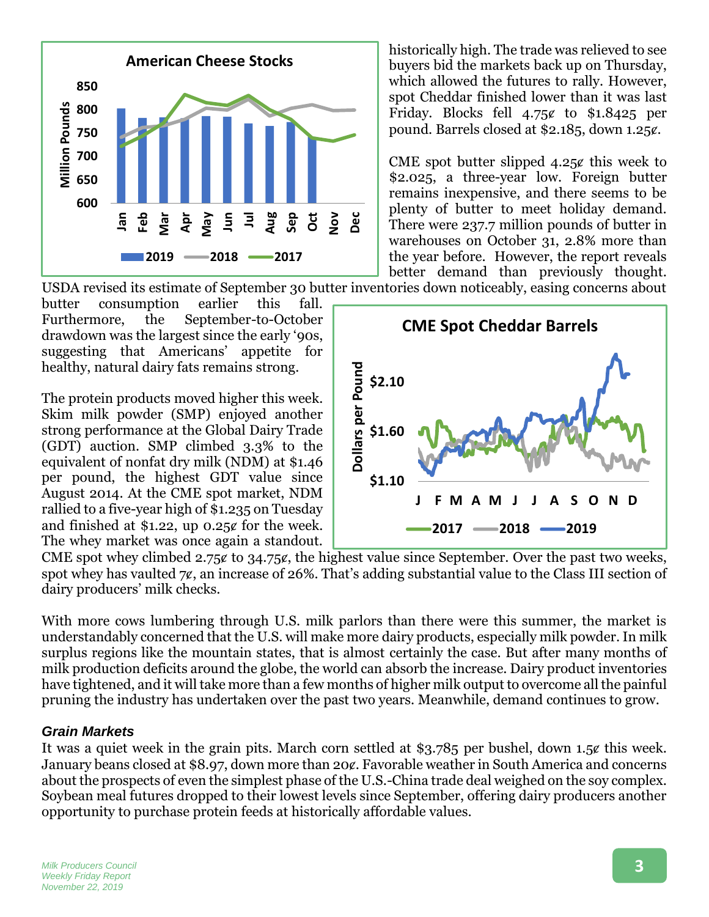historically high. The trade was relieved to see buyers bid the markets back up on Thursday, which allowed the futures to rally. However, spot Cheddar finished lower than it was last Friday. Blocks fell 4.75¢ to $1.8425 per pound. Barrels closed at $2.185, down 1.25¢.

CME spot butter slipped 4.25¢ this week to $2.025, a three-year low. Foreign butter remains inexpensive, and there seems to be plenty of butter to meet holiday demand. There were 237.7 million pounds of butter in warehouses on October 31, 2.8% more than the year before. However, the report reveals better demand than previously thought. USDA revised its estimate of September 30 butter inventories down noticeably, easing concerns about butter consumption earlier this fall. Furthermore, the September-to-October drawdown was the largest since the early '90s, suggesting that Americans' appetite for healthy, natural dairy fats remains strong.

The protein products moved higher this week. Skim milk powder (SMP) enjoyed another strong performance at the Global Dairy Trade (GDT) auction. SMP climbed 3.3% to the equivalent of nonfat dry milk (NDM) at $1.46 per pound, the highest GDT value since August 2014. At the CME spot market, NDM rallied to a five-year high of $1.235 on Tuesday and finished at $1.22, up 0.25¢ for the week. The whey market was once again a standout. CME spot whey climbed 2.75¢ to 34.75¢, the highest value since September. Over the past two weeks, spot whey has vaulted 7¢, an increase of 26%. That's adding substantial value to the Class III section of dairy producers' milk checks.

With more cows lumbering through U.S. milk parlors than there were this summer, the market is understandably concerned that the U.S. will make more dairy products, especially milk powder. In milk surplus regions like the mountain states, that is almost certainly the case. But after many months of milk production deficits around the globe, the world can absorb the increase. Dairy product inventories have tightened, and it will take more than a few months of higher milk output to overcome all the painful pruning the industry has undertaken over the past two years. Meanwhile, demand continues to grow.

### *Grain Markets*

It was a quiet week in the grain pits. March corn settled at $3.785 per bushel, down 1.5¢ this week. January beans closed at $8.97, down more than 20¢. Favorable weather in South America and concerns about the prospects of even the simplest phase of the U.S.-China trade deal weighed on the soy complex. Soybean meal futures dropped to their lowest levels since September, offering dairy producers another opportunity to purchase protein feeds at historically affordable values.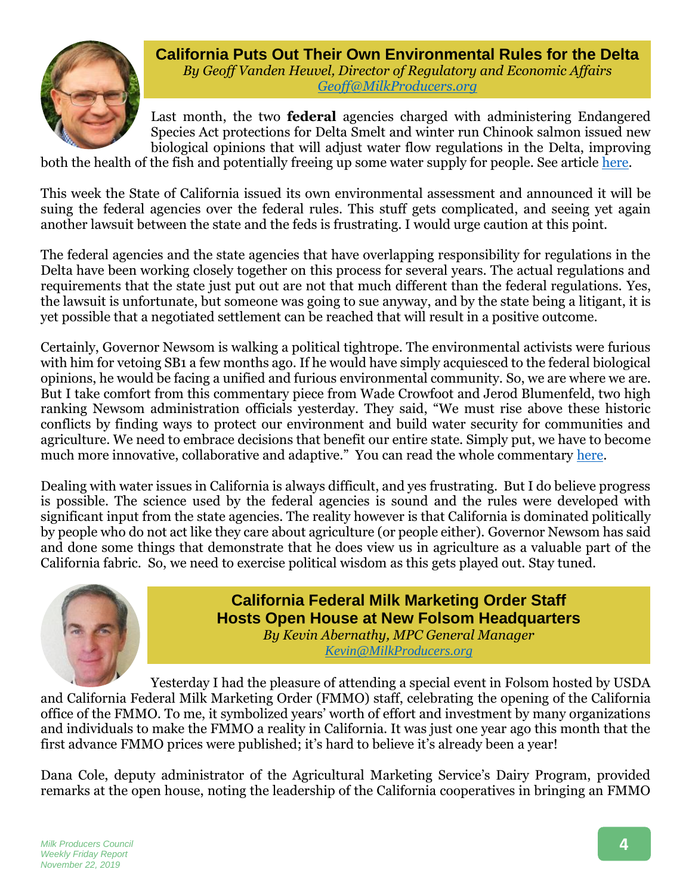## California Puts Out Their Own Environmental Rules for the Delta

*By Geoff Vanden Heuvel, Director of Regulatory and Economic Affairs*
*Geoff@MilkProducers.org*

Last month, the two **federal** agencies charged with administering Endangered Species Act protections for Delta Smelt and winter run Chinook salmon issued new biological opinions that will adjust water flow regulations in the Delta, improving both the health of the fish and potentially freeing up some water supply for people. See article here.

This week the State of California issued its own environmental assessment and announced it will be suing the federal agencies over the federal rules. This stuff gets complicated, and seeing yet again another lawsuit between the state and the feds is frustrating. I would urge caution at this point.

The federal agencies and the state agencies that have overlapping responsibility for regulations in the Delta have been working closely together on this process for several years. The actual regulations and requirements that the state just put out are not that much different than the federal regulations. Yes, the lawsuit is unfortunate, but someone was going to sue anyway, and by the state being a litigant, it is yet possible that a negotiated settlement can be reached that will result in a positive outcome.

Certainly, Governor Newsom is walking a political tightrope. The environmental activists were furious with him for vetoing SB1 a few months ago. If he would have simply acquiesced to the federal biological opinions, he would be facing a unified and furious environmental community. So, we are where we are. But I take comfort from this commentary piece from Wade Crowfoot and Jerod Blumenfeld, two high ranking Newsom administration officials yesterday. They said, "We must rise above these historic conflicts by finding ways to protect our environment and build water security for communities and agriculture. We need to embrace decisions that benefit our entire state. Simply put, we have to become much more innovative, collaborative and adaptive." You can read the whole commentary here.

Dealing with water issues in California is always difficult, and yes frustrating. But I do believe progress is possible. The science used by the federal agencies is sound and the rules were developed with significant input from the state agencies. The reality however is that California is dominated politically by people who do not act like they care about agriculture (or people either). Governor Newsom has said and done some things that demonstrate that he does view us in agriculture as a valuable part of the California fabric. So, we need to exercise political wisdom as this gets played out. Stay tuned.

## California Federal Milk Marketing Order Staff Hosts Open House at New Folsom Headquarters

*By Kevin Abernathy, MPC General Manager*
*Kevin@MilkProducers.org*

Yesterday I had the pleasure of attending a special event in Folsom hosted by USDA and California Federal Milk Marketing Order (FMMO) staff, celebrating the opening of the California office of the FMMO. To me, it symbolized years' worth of effort and investment by many organizations and individuals to make the FMMO a reality in California. It was just one year ago this month that the first advance FMMO prices were published; it's hard to believe it's already been a year!

Dana Cole, deputy administrator of the Agricultural Marketing Service's Dairy Program, provided remarks at the open house, noting the leadership of the California cooperatives in bringing an FMMO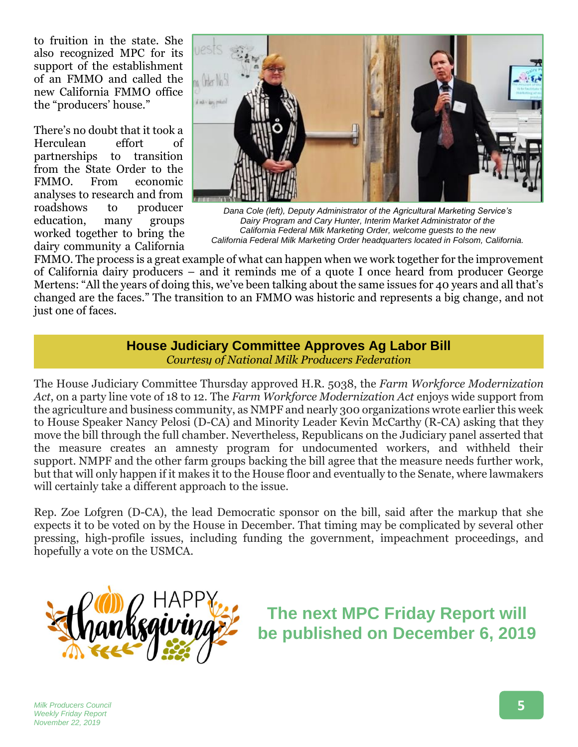to fruition in the state. She also recognized MPC for its support of the establishment of an FMMO and called the new California FMMO office the "producers' house."

There's no doubt that it took a Herculean effort of partnerships to transition from the State Order to the FMMO. From economic analyses to research and from roadshows to producer education, many groups worked together to bring the dairy community a California FMMO. The process is a great example of what can happen when we work together for the improvement of California dairy producers – and it reminds me of a quote I once heard from producer George Mertens: "All the years of doing this, we've been talking about the same issues for 40 years and all that's changed are the faces." The transition to an FMMO was historic and represents a big change, and not just one of faces.

*Dana Cole (left), Deputy Administrator of the Agricultural Marketing Service's Dairy Program and Cary Hunter, Interim Market Administrator of the California Federal Milk Marketing Order, welcome guests to the new California Federal Milk Marketing Order headquarters located in Folsom, California.*

## House Judiciary Committee Approves Ag Labor Bill

*Courtesy of National Milk Producers Federation*

The House Judiciary Committee Thursday approved H.R. 5038, the *Farm Workforce Modernization Act*, on a party line vote of 18 to 12. The *Farm Workforce Modernization Act* enjoys wide support from the agriculture and business community, as NMPF and nearly 300 organizations wrote earlier this week to House Speaker Nancy Pelosi (D-CA) and Minority Leader Kevin McCarthy (R-CA) asking that they move the bill through the full chamber. Nevertheless, Republicans on the Judiciary panel asserted that the measure creates an amnesty program for undocumented workers, and withheld their support. NMPF and the other farm groups backing the bill agree that the measure needs further work, but that will only happen if it makes it to the House floor and eventually to the Senate, where lawmakers will certainly take a different approach to the issue.

Rep. Zoe Lofgren (D-CA), the lead Democratic sponsor on the bill, said after the markup that she expects it to be voted on by the House in December. That timing may be complicated by several other pressing, high-profile issues, including funding the government, impeachment proceedings, and hopefully a vote on the USMCA.

HAPPY thanksgiving

**The next MPC Friday Report will be published on December 6, 2019**